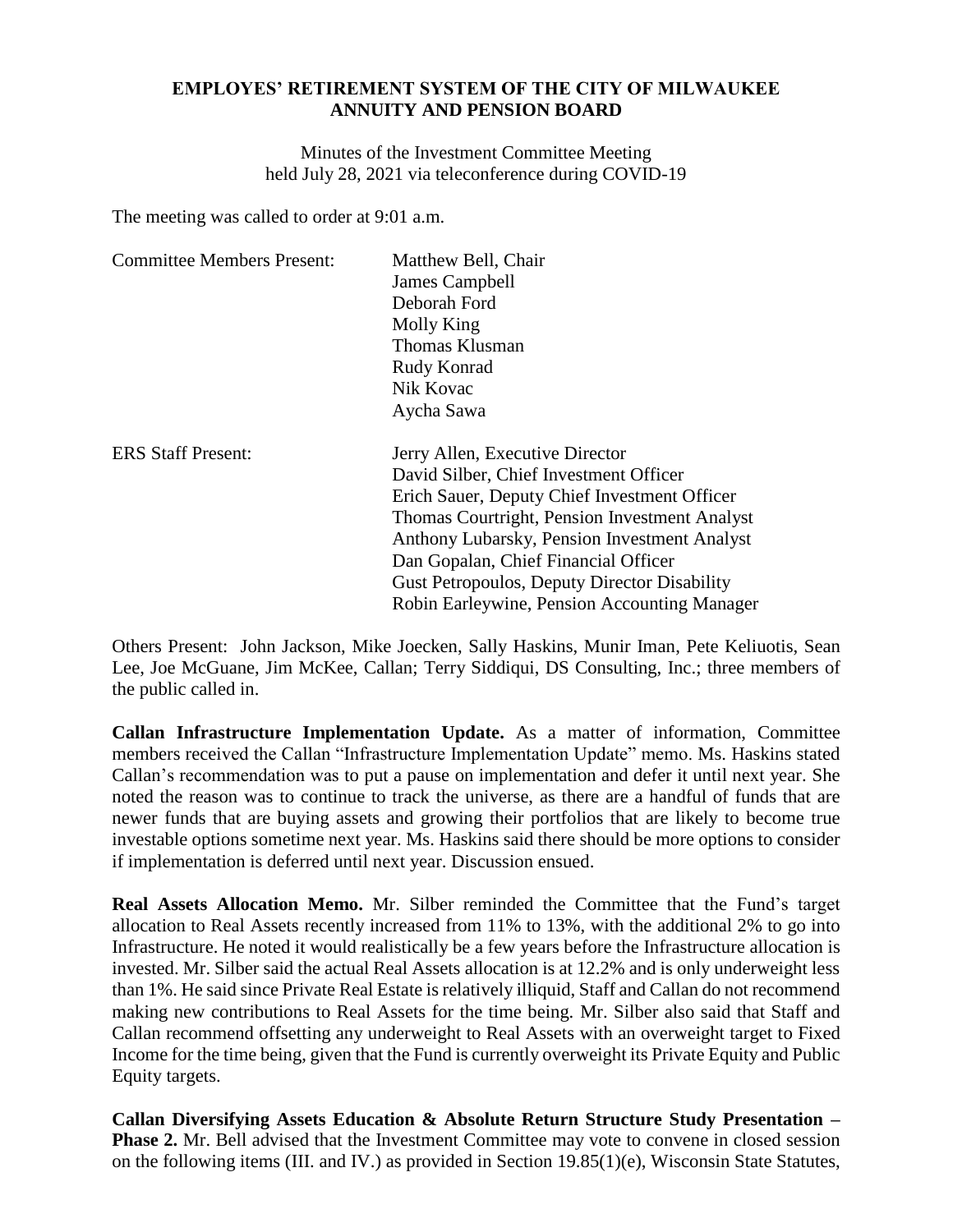**EMPLOYES' RETIREMENT SYSTEM OF THE CITY OF MILWAUKEE**
**ANNUITY AND PENSION BOARD**

Minutes of the Investment Committee Meeting
held July 28, 2021 via teleconference during COVID-19

The meeting was called to order at 9:01 a.m.

| | |
|---|---|
| Committee Members Present: | Matthew Bell, Chair<br>James Campbell<br>Deborah Ford<br>Molly King<br>Thomas Klusman<br>Rudy Konrad<br>Nik Kovac<br>Aycha Sawa |
| ERS Staff Present: | Jerry Allen, Executive Director<br>David Silber, Chief Investment Officer<br>Erich Sauer, Deputy Chief Investment Officer<br>Thomas Courtright, Pension Investment Analyst<br>Anthony Lubarsky, Pension Investment Analyst<br>Dan Gopalan, Chief Financial Officer<br>Gust Petropoulos, Deputy Director Disability<br>Robin Earleywine, Pension Accounting Manager |

Others Present: John Jackson, Mike Joecken, Sally Haskins, Munir Iman, Pete Keliuotis, Sean Lee, Joe McGuane, Jim McKee, Callan; Terry Siddiqui, DS Consulting, Inc.; three members of the public called in.

**Callan Infrastructure Implementation Update.** As a matter of information, Committee members received the Callan "Infrastructure Implementation Update" memo. Ms. Haskins stated Callan's recommendation was to put a pause on implementation and defer it until next year. She noted the reason was to continue to track the universe, as there are a handful of funds that are newer funds that are buying assets and growing their portfolios that are likely to become true investable options sometime next year. Ms. Haskins said there should be more options to consider if implementation is deferred until next year. Discussion ensued.

**Real Assets Allocation Memo.** Mr. Silber reminded the Committee that the Fund's target allocation to Real Assets recently increased from 11% to 13%, with the additional 2% to go into Infrastructure. He noted it would realistically be a few years before the Infrastructure allocation is invested. Mr. Silber said the actual Real Assets allocation is at 12.2% and is only underweight less than 1%. He said since Private Real Estate is relatively illiquid, Staff and Callan do not recommend making new contributions to Real Assets for the time being. Mr. Silber also said that Staff and Callan recommend offsetting any underweight to Real Assets with an overweight target to Fixed Income for the time being, given that the Fund is currently overweight its Private Equity and Public Equity targets.

**Callan Diversifying Assets Education & Absolute Return Structure Study Presentation – Phase 2.** Mr. Bell advised that the Investment Committee may vote to convene in closed session on the following items (III. and IV.) as provided in Section 19.85(1)(e), Wisconsin State Statutes,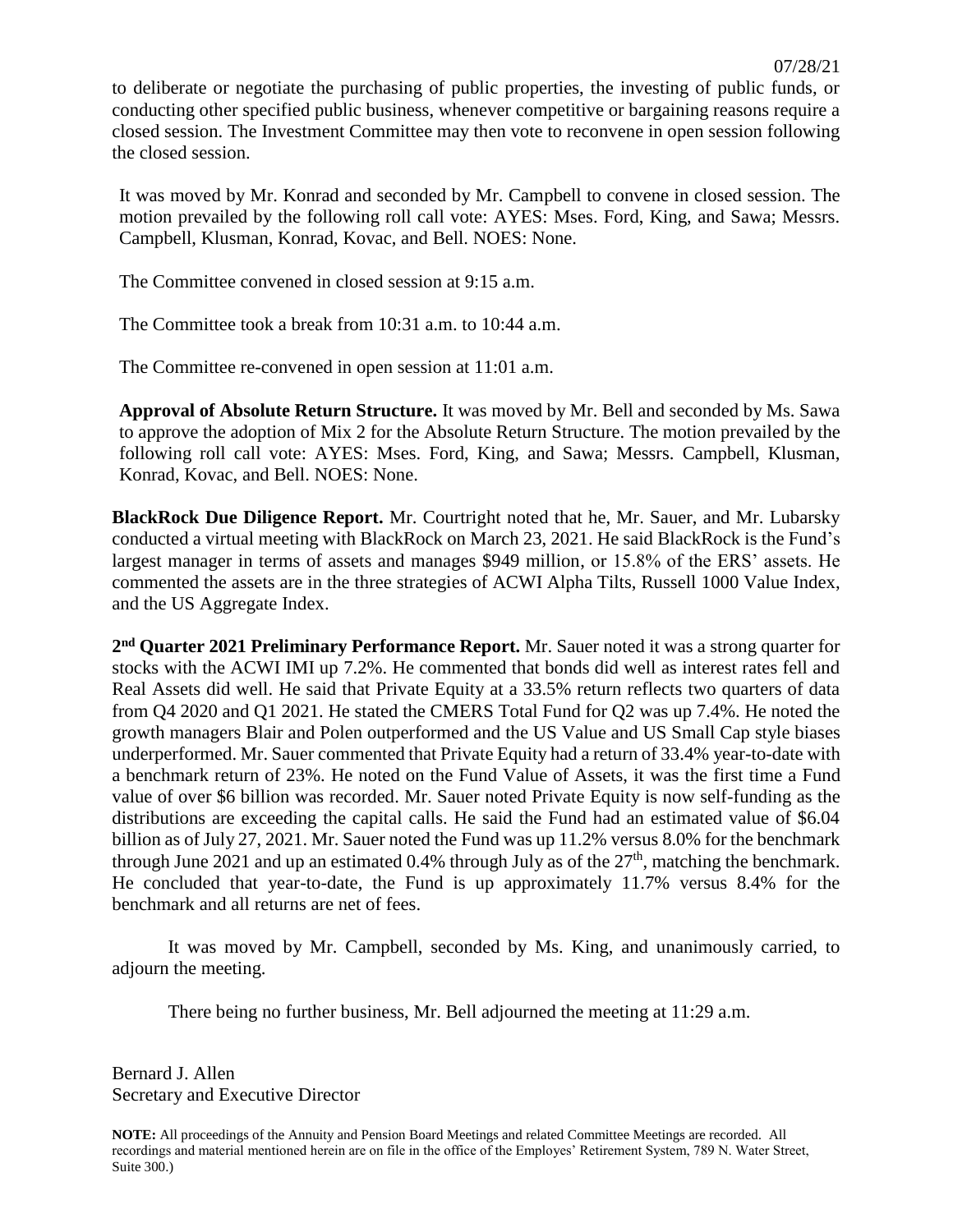to deliberate or negotiate the purchasing of public properties, the investing of public funds, or conducting other specified public business, whenever competitive or bargaining reasons require a closed session. The Investment Committee may then vote to reconvene in open session following the closed session.

It was moved by Mr. Konrad and seconded by Mr. Campbell to convene in closed session. The motion prevailed by the following roll call vote: AYES: Mses. Ford, King, and Sawa; Messrs. Campbell, Klusman, Konrad, Kovac, and Bell. NOES: None.

The Committee convened in closed session at 9:15 a.m.

The Committee took a break from 10:31 a.m. to 10:44 a.m.

The Committee re-convened in open session at 11:01 a.m.

**Approval of Absolute Return Structure.** It was moved by Mr. Bell and seconded by Ms. Sawa to approve the adoption of Mix 2 for the Absolute Return Structure. The motion prevailed by the following roll call vote: AYES: Mses. Ford, King, and Sawa; Messrs. Campbell, Klusman, Konrad, Kovac, and Bell. NOES: None.

**BlackRock Due Diligence Report.** Mr. Courtright noted that he, Mr. Sauer, and Mr. Lubarsky conducted a virtual meeting with BlackRock on March 23, 2021. He said BlackRock is the Fund's largest manager in terms of assets and manages \$949 million, or 15.8% of the ERS' assets. He commented the assets are in the three strategies of ACWI Alpha Tilts, Russell 1000 Value Index, and the US Aggregate Index.

**2nd Quarter 2021 Preliminary Performance Report.** Mr. Sauer noted it was a strong quarter for stocks with the ACWI IMI up 7.2%. He commented that bonds did well as interest rates fell and Real Assets did well. He said that Private Equity at a 33.5% return reflects two quarters of data from Q4 2020 and Q1 2021. He stated the CMERS Total Fund for Q2 was up 7.4%. He noted the growth managers Blair and Polen outperformed and the US Value and US Small Cap style biases underperformed. Mr. Sauer commented that Private Equity had a return of 33.4% year-to-date with a benchmark return of 23%. He noted on the Fund Value of Assets, it was the first time a Fund value of over \$6 billion was recorded. Mr. Sauer noted Private Equity is now self-funding as the distributions are exceeding the capital calls. He said the Fund had an estimated value of \$6.04 billion as of July 27, 2021. Mr. Sauer noted the Fund was up 11.2% versus 8.0% for the benchmark through June 2021 and up an estimated 0.4% through July as of the 27th, matching the benchmark. He concluded that year-to-date, the Fund is up approximately 11.7% versus 8.4% for the benchmark and all returns are net of fees.

It was moved by Mr. Campbell, seconded by Ms. King, and unanimously carried, to adjourn the meeting.

There being no further business, Mr. Bell adjourned the meeting at 11:29 a.m.

Bernard J. Allen
Secretary and Executive Director

**NOTE:** All proceedings of the Annuity and Pension Board Meetings and related Committee Meetings are recorded. All recordings and material mentioned herein are on file in the office of the Employes' Retirement System, 789 N. Water Street, Suite 300.)